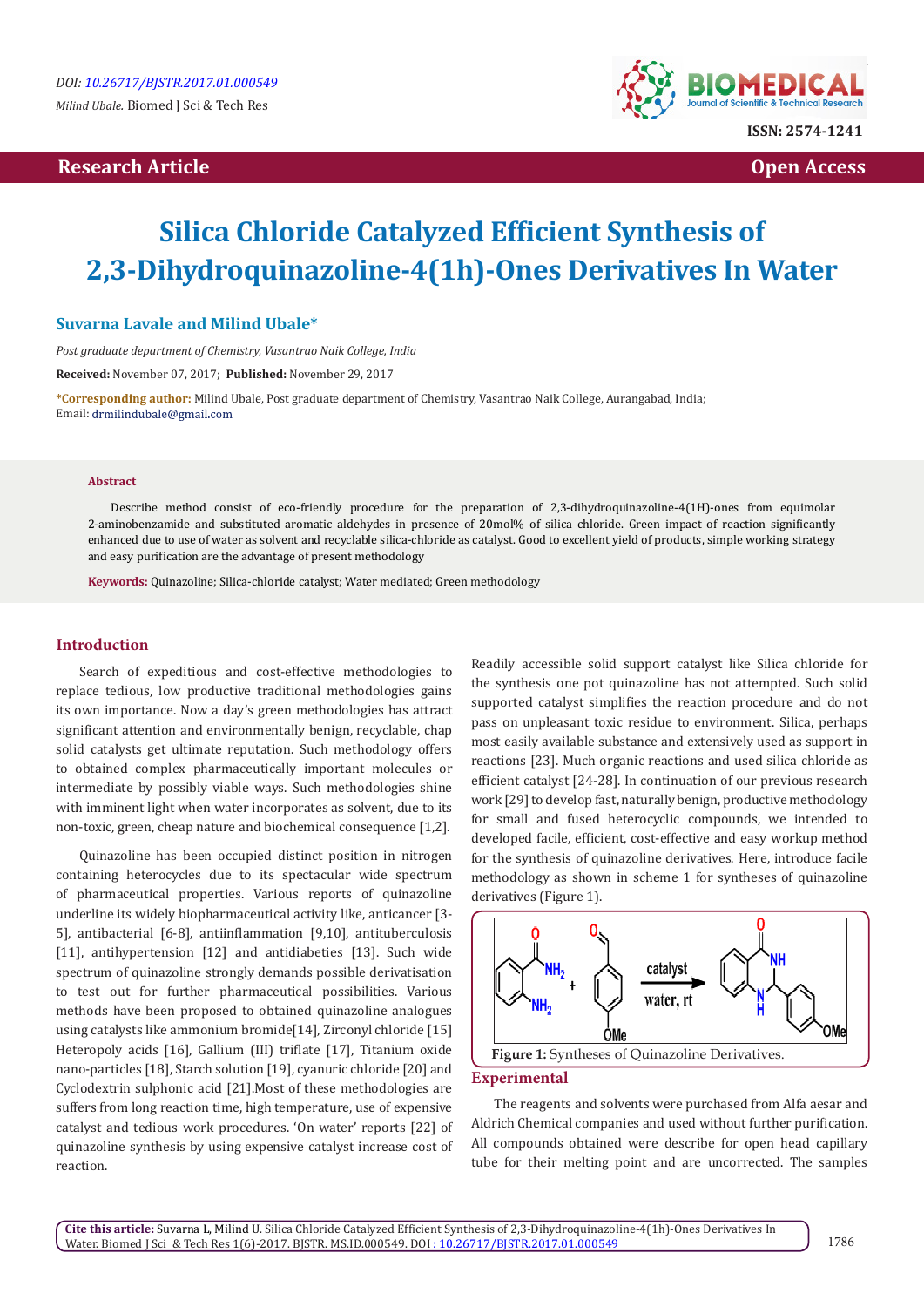# Silica Chloride Catalyzed Efficient Synthesis of 2,3-Dihydroquinazoline-4(1h)-Ones Derivatives In Water

**Research Article** | **Open Access**

**Suvarna Lavale and Milind Ubale***

*Post graduate department of Chemistry, Vasantrao Naik College, India*

**Received:** November 07, 2017; **Published:** November 29, 2017

***Corresponding author:** Milind Ubale, Post graduate department of Chemistry, Vasantrao Naik College, Aurangabad, India; Email: drmilindubale@gmail.com

### Abstract

Describe method consist of eco-friendly procedure for the preparation of 2,3-dihydroquinazoline-4(1H)-ones from equimolar 2-aminobenzamide and substituted aromatic aldehydes in presence of 20mol% of silica chloride. Green impact of reaction significantly enhanced due to use of water as solvent and recyclable silica-chloride as catalyst. Good to excellent yield of products, simple working strategy and easy purification are the advantage of present methodology

**Keywords:** Quinazoline; Silica-chloride catalyst; Water mediated; Green methodology

## Introduction

Search of expeditious and cost-effective methodologies to replace tedious, low productive traditional methodologies gains its own importance. Now a day's green methodologies has attract significant attention and environmentally benign, recyclable, chap solid catalysts get ultimate reputation. Such methodology offers to obtained complex pharmaceutically important molecules or intermediate by possibly viable ways. Such methodologies shine with imminent light when water incorporates as solvent, due to its non-toxic, green, cheap nature and biochemical consequence [1,2].

Quinazoline has been occupied distinct position in nitrogen containing heterocycles due to its spectacular wide spectrum of pharmaceutical properties. Various reports of quinazoline underline its widely biopharmaceutical activity like, anticancer [3-5], antibacterial [6-8], antiinflammation [9,10], antituberculosis [11], antihypertension [12] and antidiabeties [13]. Such wide spectrum of quinazoline strongly demands possible derivatisation to test out for further pharmaceutical possibilities. Various methods have been proposed to obtained quinazoline analogues using catalysts like ammonium bromide[14], Zirconyl chloride [15] Heteropoly acids [16], Gallium (III) triflate [17], Titanium oxide nano-particles [18], Starch solution [19], cyanuric chloride [20] and Cyclodextrin sulphonic acid [21].Most of these methodologies are suffers from long reaction time, high temperature, use of expensive catalyst and tedious work procedures. 'On water' reports [22] of quinazoline synthesis by using expensive catalyst increase cost of reaction.

Readily accessible solid support catalyst like Silica chloride for the synthesis one pot quinazoline has not attempted. Such solid supported catalyst simplifies the reaction procedure and do not pass on unpleasant toxic residue to environment. Silica, perhaps most easily available substance and extensively used as support in reactions [23]. Much organic reactions and used silica chloride as efficient catalyst [24-28]. In continuation of our previous research work [29] to develop fast, naturally benign, productive methodology for small and fused heterocyclic compounds, we intended to developed facile, efficient, cost-effective and easy workup method for the synthesis of quinazoline derivatives. Here, introduce facile methodology as shown in scheme 1 for syntheses of quinazoline derivatives (Figure 1).

O, $NH_2$, $NH_2$ + O, OMe — catalyst, water, rt → O, NH, N H, OMe

**Figure 1:** Syntheses of Quinazoline Derivatives.

## Experimental

The reagents and solvents were purchased from Alfa aesar and Aldrich Chemical companies and used without further purification. All compounds obtained were describe for open head capillary tube for their melting point and are uncorrected. The samples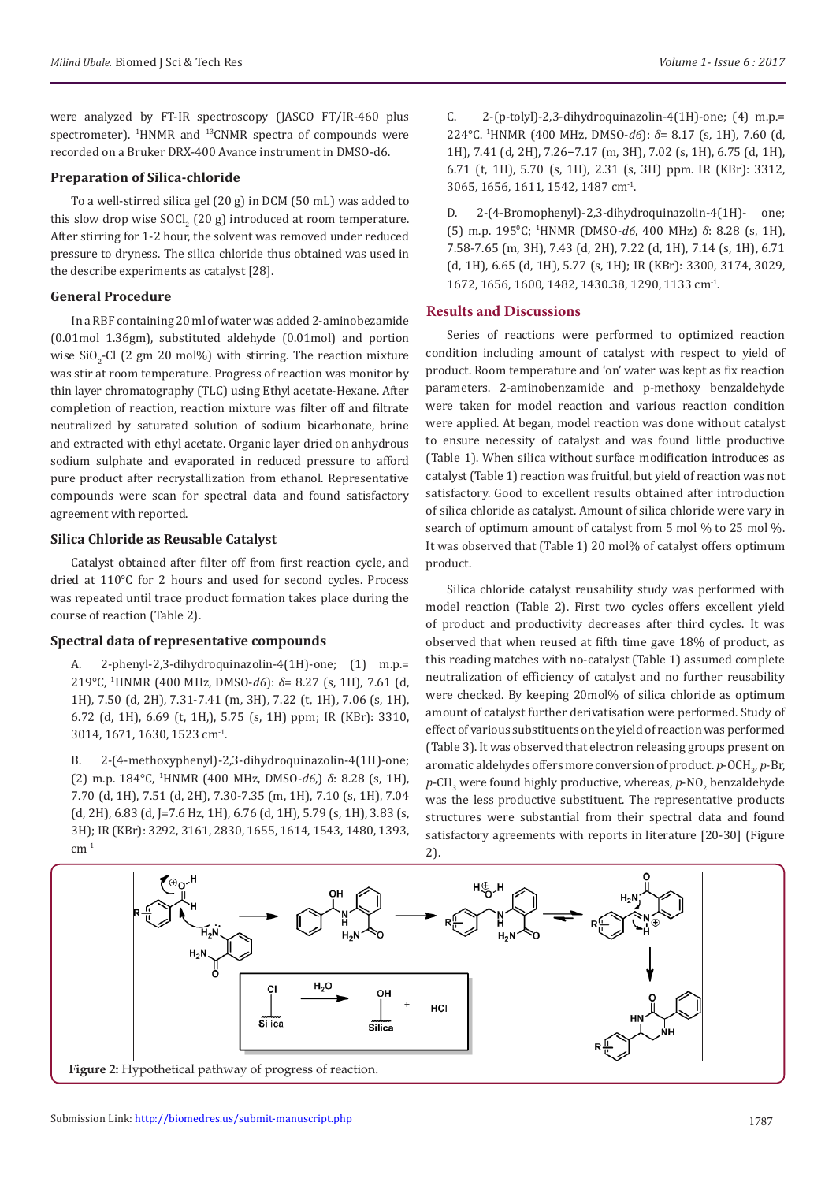were analyzed by FT-IR spectroscopy (JASCO FT/IR-460 plus spectrometer). [1]HNMR and [13]CNMR spectra of compounds were recorded on a Bruker DRX-400 Avance instrument in DMSO-d6.

### Preparation of Silica-chloride

To a well-stirred silica gel (20 g) in DCM (50 mL) was added to this slow drop wise $SOCl_2$ (20 g) introduced at room temperature. After stirring for 1-2 hour, the solvent was removed under reduced pressure to dryness. The silica chloride thus obtained was used in the describe experiments as catalyst [28].

### General Procedure

In a RBF containing 20 ml of water was added 2-aminobezamide (0.01mol 1.36gm), substituted aldehyde (0.01mol) and portion wise $SiO_2$-Cl (2 gm 20 mol%) with stirring. The reaction mixture was stir at room temperature. Progress of reaction was monitor by thin layer chromatography (TLC) using Ethyl acetate-Hexane. After completion of reaction, reaction mixture was filter off and filtrate neutralized by saturated solution of sodium bicarbonate, brine and extracted with ethyl acetate. Organic layer dried on anhydrous sodium sulphate and evaporated in reduced pressure to afford pure product after recrystallization from ethanol. Representative compounds were scan for spectral data and found satisfactory agreement with reported.

### Silica Chloride as Reusable Catalyst

Catalyst obtained after filter off from first reaction cycle, and dried at 110°C for 2 hours and used for second cycles. Process was repeated until trace product formation takes place during the course of reaction (Table 2).

### Spectral data of representative compounds

A. 2-phenyl-2,3-dihydroquinazolin-4(1H)-one; (1) m.p.= 219°C, [1]HNMR (400 MHz, DMSO-*d6*): $\delta$= 8.27 (s, 1H), 7.61 (d, 1H), 7.50 (d, 2H), 7.31-7.41 (m, 3H), 7.22 (t, 1H), 7.06 (s, 1H), 6.72 (d, 1H), 6.69 (t, 1H,), 5.75 (s, 1H) ppm; IR (KBr): 3310, 3014, 1671, 1630, 1523 $cm^{-1}$.

B. 2-(4-methoxyphenyl)-2,3-dihydroquinazolin-4(1H)-one; (2) m.p. 184°C, [1]HNMR (400 MHz, DMSO-*d6*,) $\delta$: 8.28 (s, 1H), 7.70 (d, 1H), 7.51 (d, 2H), 7.30-7.35 (m, 1H), 7.10 (s, 1H), 7.04 (d, 2H), 6.83 (d, J=7.6 Hz, 1H), 6.76 (d, 1H), 5.79 (s, 1H), 3.83 (s, 3H); IR (KBr): 3292, 3161, 2830, 1655, 1614, 1543, 1480, 1393, $cm^{-1}$

C. 2-(p-tolyl)-2,3-dihydroquinazolin-4(1H)-one; (4) m.p.= 224°C. [1]HNMR (400 MHz, DMSO-*d6*): $\delta$= 8.17 (s, 1H), 7.60 (d, 1H), 7.41 (d, 2H), 7.26–7.17 (m, 3H), 7.02 (s, 1H), 6.75 (d, 1H), 6.71 (t, 1H), 5.70 (s, 1H), 2.31 (s, 3H) ppm. IR (KBr): 3312, 3065, 1656, 1611, 1542, 1487 $cm^{-1}$.

D. 2-(4-Bromophenyl)-2,3-dihydroquinazolin-4(1H)- one; (5) m.p. 195°C; [1]HNMR (DMSO-*d6*, 400 MHz) $\delta$: 8.28 (s, 1H), 7.58-7.65 (m, 3H), 7.43 (d, 2H), 7.22 (d, 1H), 7.14 (s, 1H), 6.71 (d, 1H), 6.65 (d, 1H), 5.77 (s, 1H); IR (KBr): 3300, 3174, 3029, 1672, 1656, 1600, 1482, 1430.38, 1290, 1133 $cm^{-1}$.

## Results and Discussions

Series of reactions were performed to optimized reaction condition including amount of catalyst with respect to yield of product. Room temperature and 'on' water was kept as fix reaction parameters. 2-aminobenzamide and p-methoxy benzaldehyde were taken for model reaction and various reaction condition were applied. At began, model reaction was done without catalyst to ensure necessity of catalyst and was found little productive (Table 1). When silica without surface modification introduces as catalyst (Table 1) reaction was fruitful, but yield of reaction was not satisfactory. Good to excellent results obtained after introduction of silica chloride as catalyst. Amount of silica chloride were vary in search of optimum amount of catalyst from 5 mol % to 25 mol %. It was observed that (Table 1) 20 mol% of catalyst offers optimum product.

Silica chloride catalyst reusability study was performed with model reaction (Table 2). First two cycles offers excellent yield of product and productivity decreases after third cycles. It was observed that when reused at fifth time gave 18% of product, as this reading matches with no-catalyst (Table 1) assumed complete neutralization of efficiency of catalyst and no further reusability were checked. By keeping 20mol% of silica chloride as optimum amount of catalyst further derivatisation were performed. Study of effect of various substituents on the yield of reaction was performed (Table 3). It was observed that electron releasing groups present on aromatic aldehydes offers more conversion of product. *p*-$OCH_3$, *p*-Br, *p*-$CH_3$ were found highly productive, whereas, *p*-$NO_2$ benzaldehyde was the less productive substituent. The representative products structures were substantial from their spectral data and found satisfactory agreements with reports in literature [20-30] (Figure 2).

**Figure 2:** Hypothetical pathway of progress of reaction.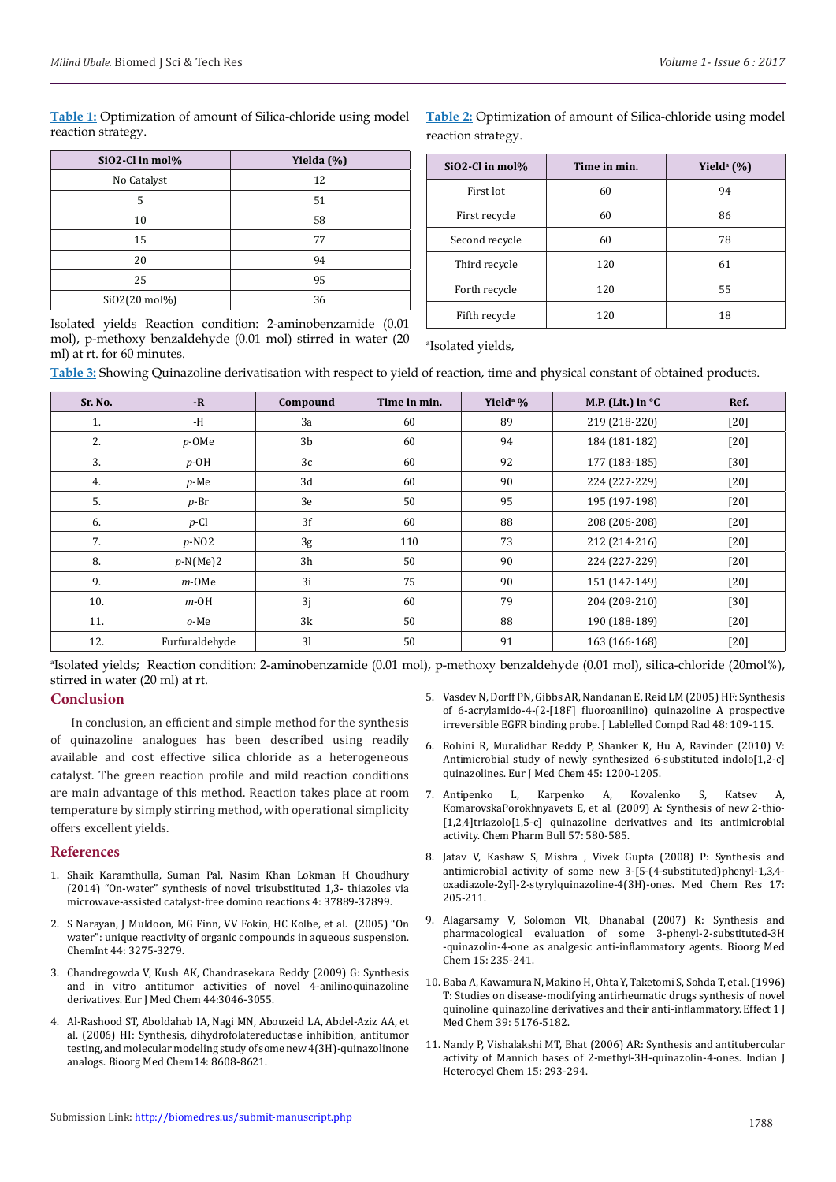**Table 1:** Optimization of amount of Silica-chloride using model reaction strategy.

| SiO2-Cl in mol% | Yielda (%) |
|---|---|
| No Catalyst | 12 |
| 5 | 51 |
| 10 | 58 |
| 15 | 77 |
| 20 | 94 |
| 25 | 95 |
| SiO2(20 mol%) | 36 |

Isolated yields Reaction condition: 2-aminobenzamide (0.01 mol), p-methoxy benzaldehyde (0.01 mol) stirred in water (20 ml) at rt. for 60 minutes.

**Table 2:** Optimization of amount of Silica-chloride using model reaction strategy.

| SiO2-Cl in mol% | Time in min. | Yield[a] (%) |
|---|---|---|
| First lot | 60 | 94 |
| First recycle | 60 | 86 |
| Second recycle | 60 | 78 |
| Third recycle | 120 | 61 |
| Forth recycle | 120 | 55 |
| Fifth recycle | 120 | 18 |

[a]Isolated yields,

**Table 3:** Showing Quinazoline derivatisation with respect to yield of reaction, time and physical constant of obtained products.

| Sr. No. | -R | Compound | Time in min. | Yield[a] % | M.P. (Lit.) in °C | Ref. |
|---|---|---|---|---|---|---|
| 1. | -H | 3a | 60 | 89 | 219 (218-220) | [20] |
| 2. | *p*-OMe | 3b | 60 | 94 | 184 (181-182) | [20] |
| 3. | *p*-OH | 3c | 60 | 92 | 177 (183-185) | [30] |
| 4. | *p*-Me | 3d | 60 | 90 | 224 (227-229) | [20] |
| 5. | *p*-Br | 3e | 50 | 95 | 195 (197-198) | [20] |
| 6. | *p*-Cl | 3f | 60 | 88 | 208 (206-208) | [20] |
| 7. | *p*-NO2 | 3g | 110 | 73 | 212 (214-216) | [20] |
| 8. | *p*-N(Me)2 | 3h | 50 | 90 | 224 (227-229) | [20] |
| 9. | *m*-OMe | 3i | 75 | 90 | 151 (147-149) | [20] |
| 10. | *m*-OH | 3j | 60 | 79 | 204 (209-210) | [30] |
| 11. | *o*-Me | 3k | 50 | 88 | 190 (188-189) | [20] |
| 12. | Furfuraldehyde | 3l | 50 | 91 | 163 (166-168) | [20] |

[a]Isolated yields; Reaction condition: 2-aminobenzamide (0.01 mol), p-methoxy benzaldehyde (0.01 mol), silica-chloride (20mol%), stirred in water (20 ml) at rt.

## Conclusion

In conclusion, an efficient and simple method for the synthesis of quinazoline analogues has been described using readily available and cost effective silica chloride as a heterogeneous catalyst. The green reaction profile and mild reaction conditions are main advantage of this method. Reaction takes place at room temperature by simply stirring method, with operational simplicity offers excellent yields.

## References

1. Shaik Karamthulla, Suman Pal, Nasim Khan Lokman H Choudhury (2014) "On-water" synthesis of novel trisubstituted 1,3- thiazoles via microwave-assisted catalyst-free domino reactions 4: 37889-37899.
2. S Narayan, J Muldoon, MG Finn, VV Fokin, HC Kolbe, et al. (2005) "On water": unique reactivity of organic compounds in aqueous suspension. ChemInt 44: 3275-3279.
3. Chandregowda V, Kush AK, Chandrasekara Reddy (2009) G: Synthesis and in vitro antitumor activities of novel 4-anilinoquinazoline derivatives. Eur J Med Chem 44:3046-3055.
4. Al-Rashood ST, Aboldahab IA, Nagi MN, Abouzeid LA, Abdel-Aziz AA, et al. (2006) HI: Synthesis, dihydrofolatereductase inhibition, antitumor testing, and molecular modeling study of some new 4(3H)-quinazolinone analogs. Bioorg Med Chem14: 8608-8621.
5. Vasdev N, Dorff PN, Gibbs AR, Nandanan E, Reid LM (2005) HF: Synthesis of 6-acrylamido-4-(2-[18F] fluoroanilino) quinazoline A prospective irreversible EGFR binding probe. J Lablelled Compd Rad 48: 109-115.
6. Rohini R, Muralidhar Reddy P, Shanker K, Hu A, Ravinder (2010) V: Antimicrobial study of newly synthesized 6-substituted indolo[1,2-c] quinazolines. Eur J Med Chem 45: 1200-1205.
7. Antipenko L, Karpenko A, Kovalenko S, Katsev A, KomarovskaPorokhnyavets E, et al. (2009) A: Synthesis of new 2-thio-[1,2,4]triazolo[1,5-c] quinazoline derivatives and its antimicrobial activity. Chem Pharm Bull 57: 580-585.
8. Jatav V, Kashaw S, Mishra , Vivek Gupta (2008) P: Synthesis and antimicrobial activity of some new 3-[5-(4-substituted)phenyl-1,3,4-oxadiazole-2yl]-2-styrylquinazoline-4(3H)-ones. Med Chem Res 17: 205-211.
9. Alagarsamy V, Solomon VR, Dhanabal (2007) K: Synthesis and pharmacological evaluation of some 3-phenyl-2-substituted-3H -quinazolin-4-one as analgesic anti-inflammatory agents. Bioorg Med Chem 15: 235-241.
10. Baba A, Kawamura N, Makino H, Ohta Y, Taketomi S, Sohda T, et al. (1996) T: Studies on disease-modifying antirheumatic drugs synthesis of novel quinoline quinazoline derivatives and their anti-inflammatory. Effect 1 J Med Chem 39: 5176-5182.
11. Nandy P, Vishalakshi MT, Bhat (2006) AR: Synthesis and antitubercular activity of Mannich bases of 2-methyl-3H-quinazolin-4-ones. Indian J Heterocycl Chem 15: 293-294.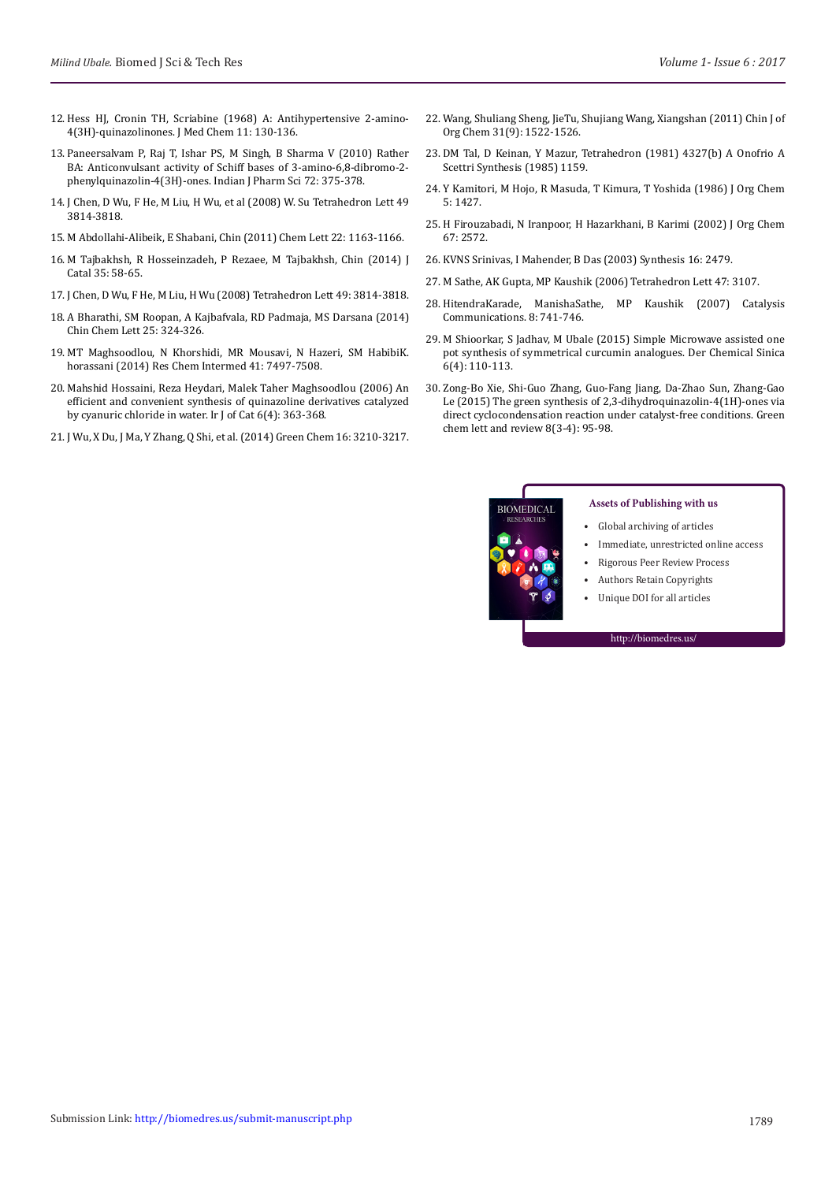12. Hess HJ, Cronin TH, Scriabine (1968) A: Antihypertensive 2-amino-4(3H)-quinazolinones. J Med Chem 11: 130-136.
13. Paneersalvam P, Raj T, Ishar PS, M Singh, B Sharma V (2010) Rather BA: Anticonvulsant activity of Schiff bases of 3-amino-6,8-dibromo-2-phenylquinazolin-4(3H)-ones. Indian J Pharm Sci 72: 375-378.
14. J Chen, D Wu, F He, M Liu, H Wu, et al (2008) W. Su Tetrahedron Lett 49 3814-3818.
15. M Abdollahi-Alibeik, E Shabani, Chin (2011) Chem Lett 22: 1163-1166.
16. M Tajbakhsh, R Hosseinzadeh, P Rezaee, M Tajbakhsh, Chin (2014) J Catal 35: 58-65.
17. J Chen, D Wu, F He, M Liu, H Wu (2008) Tetrahedron Lett 49: 3814-3818.
18. A Bharathi, SM Roopan, A Kajbafvala, RD Padmaja, MS Darsana (2014) Chin Chem Lett 25: 324-326.
19. MT Maghsoodlou, N Khorshidi, MR Mousavi, N Hazeri, SM HabibiK. horassani (2014) Res Chem Intermed 41: 7497-7508.
20. Mahshid Hossaini, Reza Heydari, Malek Taher Maghsoodlou (2006) An efficient and convenient synthesis of quinazoline derivatives catalyzed by cyanuric chloride in water. Ir J of Cat 6(4): 363-368.
21. J Wu, X Du, J Ma, Y Zhang, Q Shi, et al. (2014) Green Chem 16: 3210-3217.
22. Wang, Shuliang Sheng, JieTu, Shujiang Wang, Xiangshan (2011) Chin J of Org Chem 31(9): 1522-1526.
23. DM Tal, D Keinan, Y Mazur, Tetrahedron (1981) 4327(b) A Onofrio A Scettri Synthesis (1985) 1159.
24. Y Kamitori, M Hojo, R Masuda, T Kimura, T Yoshida (1986) J Org Chem 5: 1427.
25. H Firouzabadi, N Iranpoor, H Hazarkhani, B Karimi (2002) J Org Chem 67: 2572.
26. KVNS Srinivas, I Mahender, B Das (2003) Synthesis 16: 2479.
27. M Sathe, AK Gupta, MP Kaushik (2006) Tetrahedron Lett 47: 3107.
28. HitendraKarade, ManishaSathe, MP Kaushik (2007) Catalysis Communications. 8: 741-746.
29. M Shioorkar, S Jadhav, M Ubale (2015) Simple Microwave assisted one pot synthesis of symmetrical curcumin analogues. Der Chemical Sinica 6(4): 110-113.
30. Zong-Bo Xie, Shi-Guo Zhang, Guo-Fang Jiang, Da-Zhao Sun, Zhang-Gao Le (2015) The green synthesis of 2,3-dihydroquinazolin-4(1H)-ones via direct cyclocondensation reaction under catalyst-free conditions. Green chem lett and review 8(3-4): 95-98.

**Assets of Publishing with us**

- Global archiving of articles
- Immediate, unrestricted online access
- Rigorous Peer Review Process
- Authors Retain Copyrights
- Unique DOI for all articles

http://biomedres.us/

Submission Link: http://biomedres.us/submit-manuscript.php